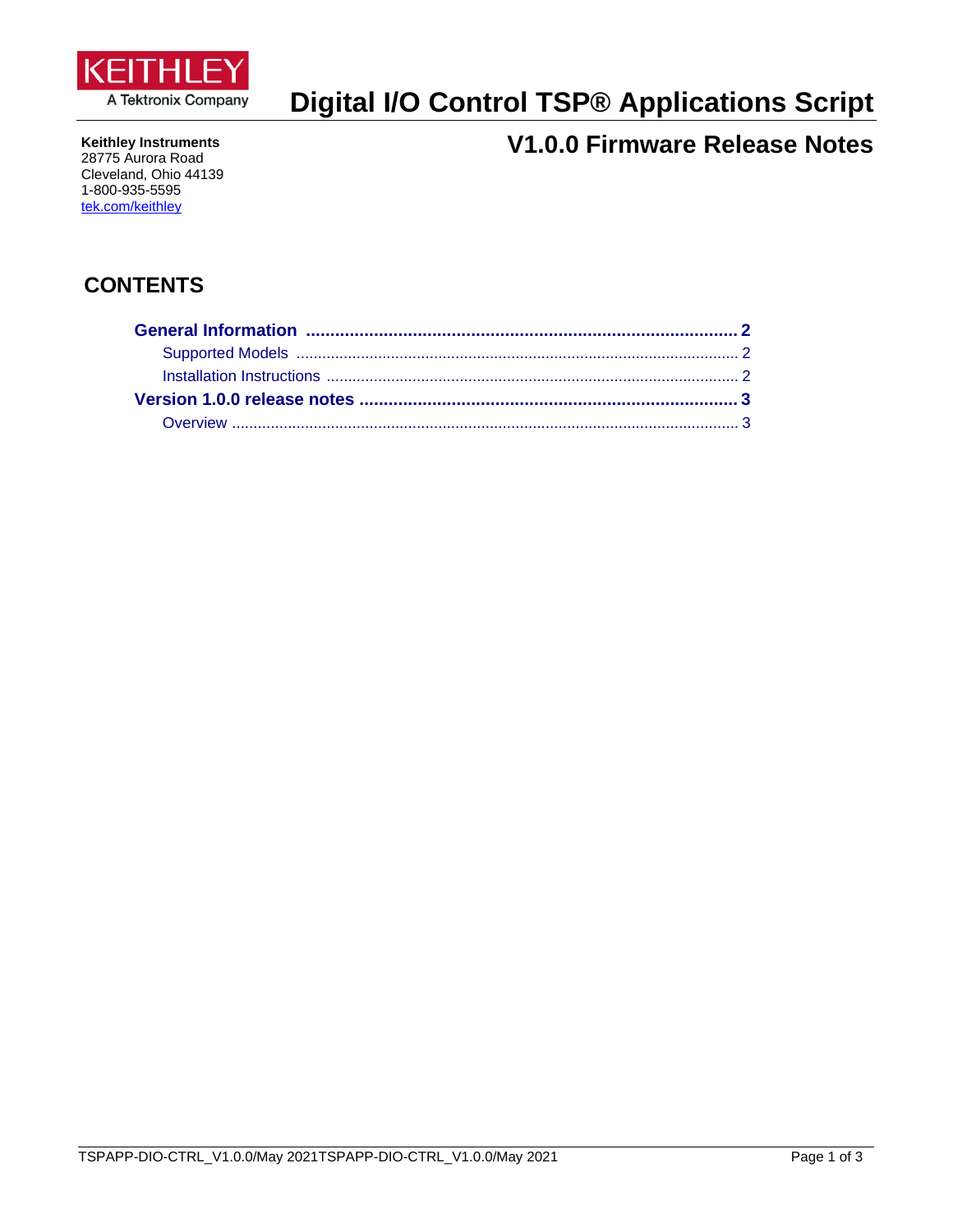KEITHLEY
A Tektronix Company

# Digital I/O Control TSP® Applications Script

## V1.0.0 Firmware Release Notes

**Keithley Instruments**
28775 Aurora Road
Cleveland, Ohio 44139
1-800-935-5595
tek.com/keithley

## CONTENTS

**General Information ........................................................................................ 2**
Supported Models ...................................................................................................... 2
Installation Instructions ............................................................................................... 2
**Version 1.0.0 release notes ............................................................................ 3**
Overview ..................................................................................................................... 3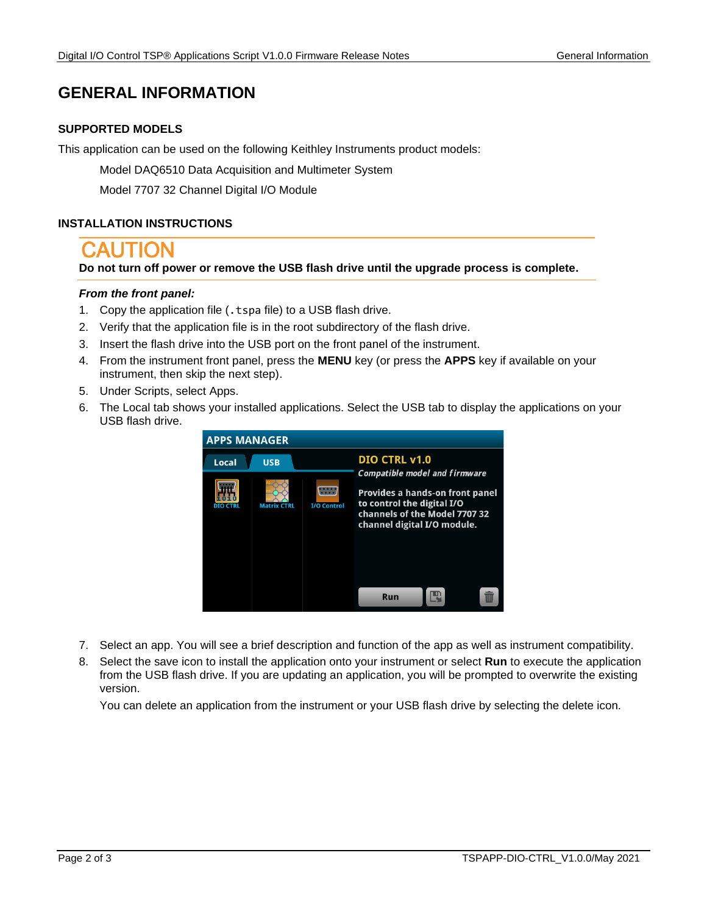# GENERAL INFORMATION

## SUPPORTED MODELS

This application can be used on the following Keithley Instruments product models:

Model DAQ6510 Data Acquisition and Multimeter System

Model 7707 32 Channel Digital I/O Module

## INSTALLATION INSTRUCTIONS

**CAUTION**

**Do not turn off power or remove the USB flash drive until the upgrade process is complete.**

***From the front panel:***

1. Copy the application file (`.tspa` file) to a USB flash drive.
2. Verify that the application file is in the root subdirectory of the flash drive.
3. Insert the flash drive into the USB port on the front panel of the instrument.
4. From the instrument front panel, press the **MENU** key (or press the **APPS** key if available on your instrument, then skip the next step).
5. Under Scripts, select Apps.
6. The Local tab shows your installed applications. Select the USB tab to display the applications on your USB flash drive.
7. Select an app. You will see a brief description and function of the app as well as instrument compatibility.
8. Select the save icon to install the application onto your instrument or select **Run** to execute the application from the USB flash drive. If you are updating an application, you will be prompted to overwrite the existing version.

   You can delete an application from the instrument or your USB flash drive by selecting the delete icon.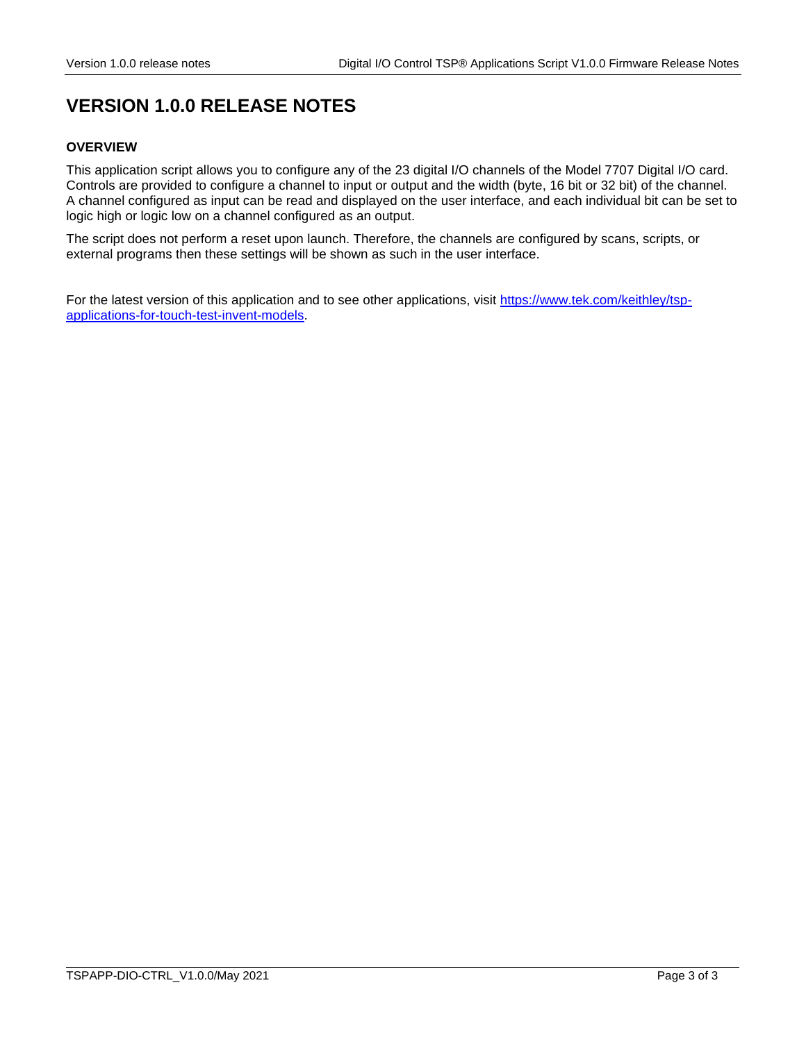# VERSION 1.0.0 RELEASE NOTES

### OVERVIEW

This application script allows you to configure any of the 23 digital I/O channels of the Model 7707 Digital I/O card. Controls are provided to configure a channel to input or output and the width (byte, 16 bit or 32 bit) of the channel. A channel configured as input can be read and displayed on the user interface, and each individual bit can be set to logic high or logic low on a channel configured as an output.

The script does not perform a reset upon launch. Therefore, the channels are configured by scans, scripts, or external programs then these settings will be shown as such in the user interface.

For the latest version of this application and to see other applications, visit [https://www.tek.com/keithley/tsp-applications-for-touch-test-invent-models](https://www.tek.com/keithley/tsp-applications-for-touch-test-invent-models).